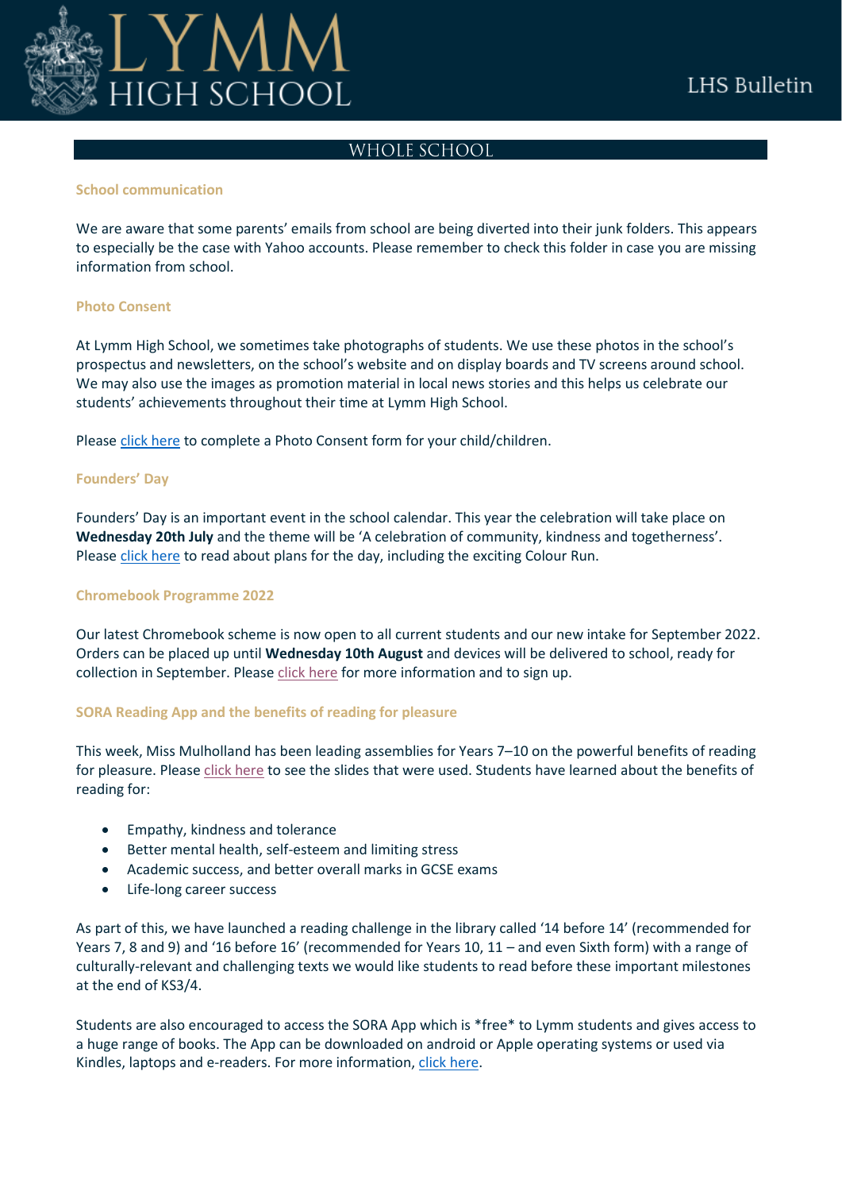# LYMM HIGH SCHOOL

LHS Bulletin

## WHOLE SCHOOL

### School communication

We are aware that some parents' emails from school are being diverted into their junk folders. This appears to especially be the case with Yahoo accounts. Please remember to check this folder in case you are missing information from school.

### Photo Consent

At Lymm High School, we sometimes take photographs of students. We use these photos in the school's prospectus and newsletters, on the school's website and on display boards and TV screens around school. We may also use the images as promotion material in local news stories and this helps us celebrate our students' achievements throughout their time at Lymm High School.

Please click here to complete a Photo Consent form for your child/children.

### Founders' Day

Founders' Day is an important event in the school calendar. This year the celebration will take place on **Wednesday 20th July** and the theme will be 'A celebration of community, kindness and togetherness'. Please click here to read about plans for the day, including the exciting Colour Run.

### Chromebook Programme 2022

Our latest Chromebook scheme is now open to all current students and our new intake for September 2022. Orders can be placed up until **Wednesday 10th August** and devices will be delivered to school, ready for collection in September. Please click here for more information and to sign up.

### SORA Reading App and the benefits of reading for pleasure

This week, Miss Mulholland has been leading assemblies for Years 7–10 on the powerful benefits of reading for pleasure. Please click here to see the slides that were used. Students have learned about the benefits of reading for:

- Empathy, kindness and tolerance
- Better mental health, self-esteem and limiting stress
- Academic success, and better overall marks in GCSE exams
- Life-long career success

As part of this, we have launched a reading challenge in the library called '14 before 14' (recommended for Years 7, 8 and 9) and '16 before 16' (recommended for Years 10, 11 – and even Sixth form) with a range of culturally-relevant and challenging texts we would like students to read before these important milestones at the end of KS3/4.

Students are also encouraged to access the SORA App which is *free* to Lymm students and gives access to a huge range of books. The App can be downloaded on android or Apple operating systems or used via Kindles, laptops and e-readers. For more information, click here.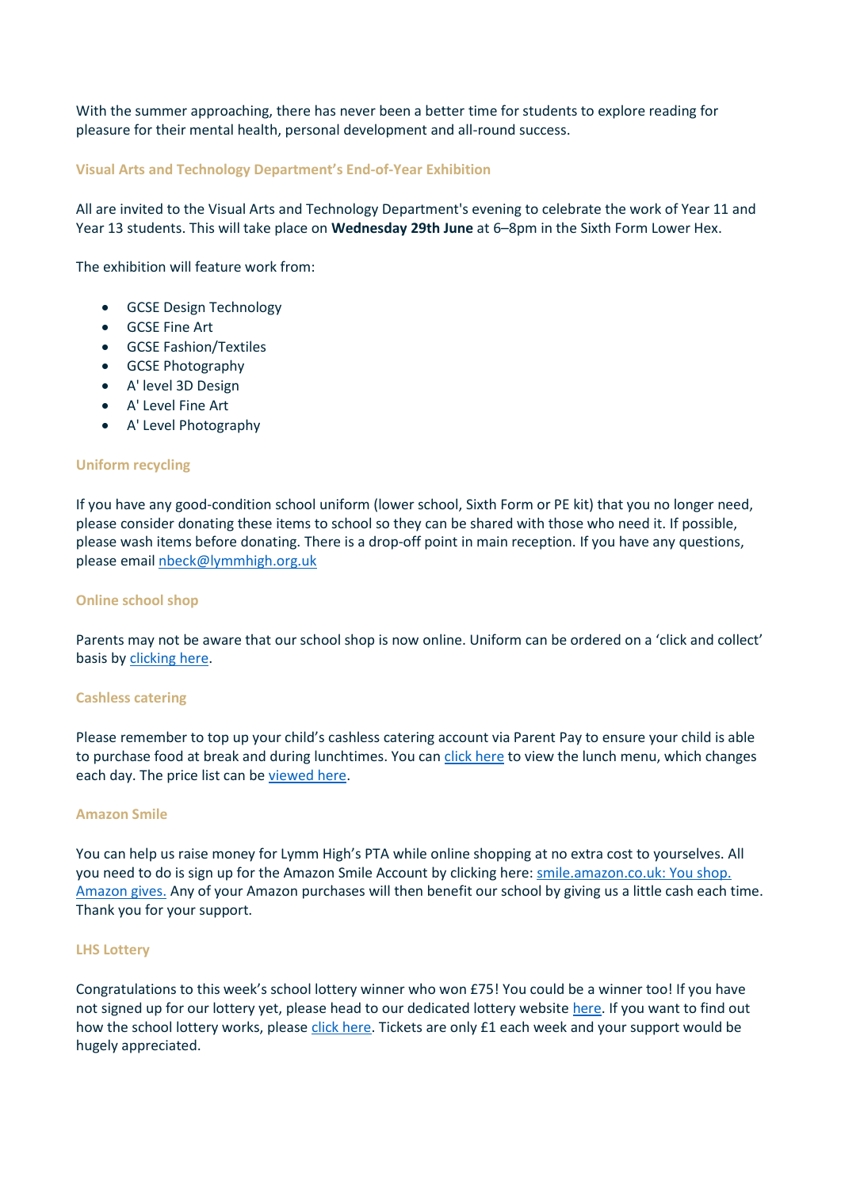With the summer approaching, there has never been a better time for students to explore reading for pleasure for their mental health, personal development and all-round success.

### Visual Arts and Technology Department's End-of-Year Exhibition

All are invited to the Visual Arts and Technology Department's evening to celebrate the work of Year 11 and Year 13 students. This will take place on **Wednesday 29th June** at 6–8pm in the Sixth Form Lower Hex.

The exhibition will feature work from:

- GCSE Design Technology
- GCSE Fine Art
- GCSE Fashion/Textiles
- GCSE Photography
- A' level 3D Design
- A' Level Fine Art
- A' Level Photography

### Uniform recycling

If you have any good-condition school uniform (lower school, Sixth Form or PE kit) that you no longer need, please consider donating these items to school so they can be shared with those who need it. If possible, please wash items before donating. There is a drop-off point in main reception. If you have any questions, please email nbeck@lymmhigh.org.uk

### Online school shop

Parents may not be aware that our school shop is now online. Uniform can be ordered on a 'click and collect' basis by clicking here.

### Cashless catering

Please remember to top up your child's cashless catering account via Parent Pay to ensure your child is able to purchase food at break and during lunchtimes. You can click here to view the lunch menu, which changes each day. The price list can be viewed here.

### Amazon Smile

You can help us raise money for Lymm High's PTA while online shopping at no extra cost to yourselves. All you need to do is sign up for the Amazon Smile Account by clicking here: smile.amazon.co.uk: You shop. Amazon gives. Any of your Amazon purchases will then benefit our school by giving us a little cash each time. Thank you for your support.

### LHS Lottery

Congratulations to this week's school lottery winner who won £75! You could be a winner too! If you have not signed up for our lottery yet, please head to our dedicated lottery website here. If you want to find out how the school lottery works, please click here. Tickets are only £1 each week and your support would be hugely appreciated.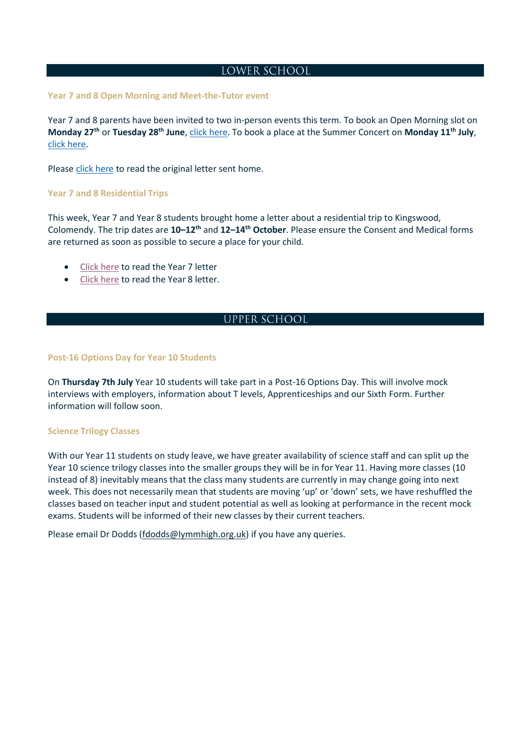## LOWER SCHOOL

### Year 7 and 8 Open Morning and Meet-the-Tutor event

Year 7 and 8 parents have been invited to two in-person events this term. To book an Open Morning slot on **Monday 27th** or **Tuesday 28th June**, click here. To book a place at the Summer Concert on **Monday 11th July**, click here.

Please click here to read the original letter sent home.

### Year 7 and 8 Residential Trips

This week, Year 7 and Year 8 students brought home a letter about a residential trip to Kingswood, Colomendy. The trip dates are **10–12th** and **12–14th October**. Please ensure the Consent and Medical forms are returned as soon as possible to secure a place for your child.

- Click here to read the Year 7 letter
- Click here to read the Year 8 letter.

## UPPER SCHOOL

### Post-16 Options Day for Year 10 Students

On **Thursday 7th July** Year 10 students will take part in a Post-16 Options Day. This will involve mock interviews with employers, information about T levels, Apprenticeships and our Sixth Form. Further information will follow soon.

### Science Trilogy Classes

With our Year 11 students on study leave, we have greater availability of science staff and can split up the Year 10 science trilogy classes into the smaller groups they will be in for Year 11. Having more classes (10 instead of 8) inevitably means that the class many students are currently in may change going into next week. This does not necessarily mean that students are moving 'up' or 'down' sets, we have reshuffled the classes based on teacher input and student potential as well as looking at performance in the recent mock exams. Students will be informed of their new classes by their current teachers.

Please email Dr Dodds (fdodds@lymmhigh.org.uk) if you have any queries.